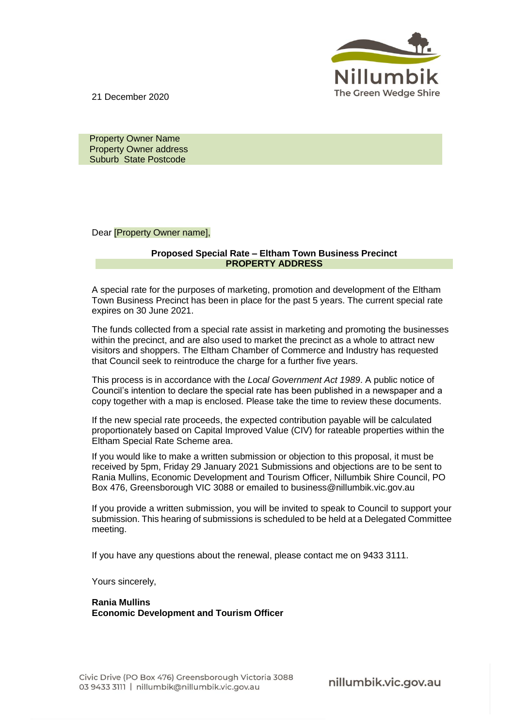21 December 2020

Property Owner Name
Property Owner address
Suburb State Postcode

Dear [Property Owner name],

**Proposed Special Rate – Eltham Town Business Precinct**
**PROPERTY ADDRESS**

A special rate for the purposes of marketing, promotion and development of the Eltham Town Business Precinct has been in place for the past 5 years. The current special rate expires on 30 June 2021.

The funds collected from a special rate assist in marketing and promoting the businesses within the precinct, and are also used to market the precinct as a whole to attract new visitors and shoppers. The Eltham Chamber of Commerce and Industry has requested that Council seek to reintroduce the charge for a further five years.

This process is in accordance with the *Local Government Act 1989*. A public notice of Council's intention to declare the special rate has been published in a newspaper and a copy together with a map is enclosed. Please take the time to review these documents.

If the new special rate proceeds, the expected contribution payable will be calculated proportionately based on Capital Improved Value (CIV) for rateable properties within the Eltham Special Rate Scheme area.

If you would like to make a written submission or objection to this proposal, it must be received by 5pm, Friday 29 January 2021 Submissions and objections are to be sent to Rania Mullins, Economic Development and Tourism Officer, Nillumbik Shire Council, PO Box 476, Greensborough VIC 3088 or emailed to business@nillumbik.vic.gov.au

If you provide a written submission, you will be invited to speak to Council to support your submission. This hearing of submissions is scheduled to be held at a Delegated Committee meeting.

If you have any questions about the renewal, please contact me on 9433 3111.

Yours sincerely,

**Rania Mullins**
**Economic Development and Tourism Officer**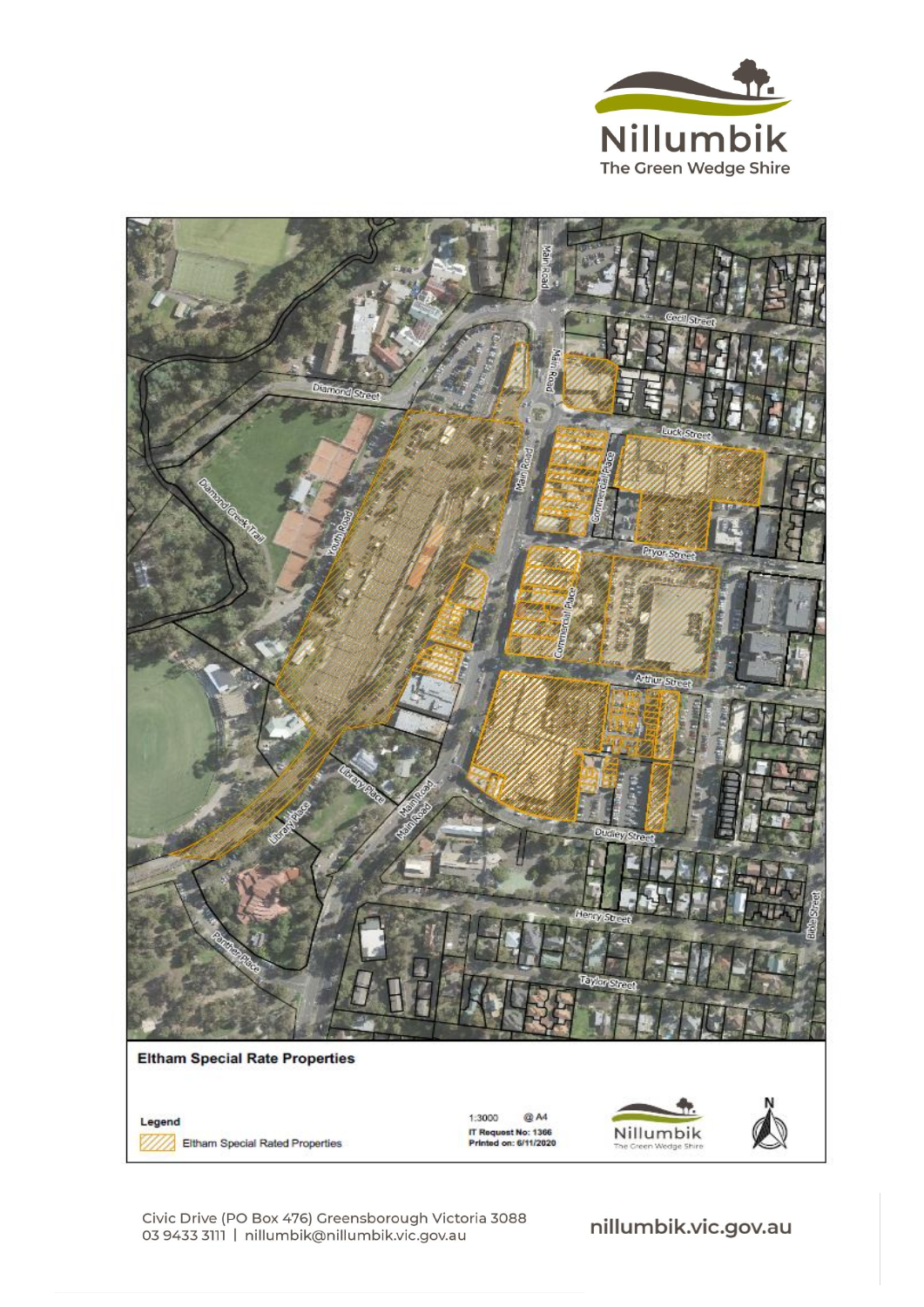Nillumbik
The Green Wedge Shire

Main Road
Cecil Street
Diamond Street
Luck Street
Commercial Place
Diamond Creek Trail
Youth Road
Pryor Street
Commercial Place
Arthur Street
Library Place
Main Road
Main Road
Library Place
Dudley Street
Henry Street
Bible Street
Panther Place
Taylor Street

**Eltham Special Rate Properties**

**Legend**

Eltham Special Rated Properties

1:3000 @ A4
IT Request No: 1366
Printed on: 6/11/2020

Nillumbik
The Green Wedge Shire

N

Civic Drive (PO Box 476) Greensborough Victoria 3088
03 9433 3111 | nillumbik@nillumbik.vic.gov.au

**nillumbik.vic.gov.au**